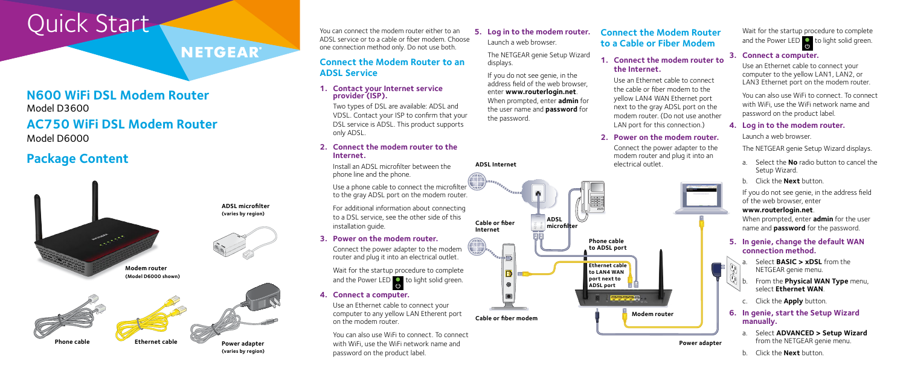# Quick Start

NETGEAR®

## N600 WiFi DSL Modem Router

Model D3600

## AC750 WiFi DSL Modem Router

Model D6000

## Package Content

**ADSL microfilter (varies by region)**

**Modem router (Model D6000 shown)**

**Phone cable**

**Ethernet cable**

**Power adapter (varies by region)**

You can connect the modem router either to an ADSL service or to a cable or fiber modem. Choose one connection method only. Do not use both.

### Connect the Modem Router to an ADSL Service

1. **Contact your Internet service provider (ISP).**

   Two types of DSL are available: ADSL and VDSL. Contact your ISP to confirm that your DSL service is ADSL. This product supports only ADSL.

2. **Connect the modem router to the Internet.**

   Install an ADSL microfilter between the phone line and the phone.

   Use a phone cable to connect the microfilter to the gray ADSL port on the modem router.

   For additional information about connecting to a DSL service, see the other side of this installation guide.

3. **Power on the modem router.**

   Connect the power adapter to the modem router and plug it into an electrical outlet.

   Wait for the startup procedure to complete and the Power LED to light solid green.

4. **Connect a computer.**

   Use an Ethernet cable to connect your computer to any yellow LAN Etherent port on the modem router.

   You can also use WiFi to connect. To connect with WiFi, use the WiFi network name and password on the product label.

5. **Log in to the modem router.**

   Launch a web browser.

   The NETGEAR genie Setup Wizard displays.

   If you do not see genie, in the address field of the web browser, enter **www.routerlogin.net**. When prompted, enter **admin** for the user name and **password** for the password.

ADSL Internet

Cable or fiber Internet

ADSL microfilter

Phone cable to ADSL port

Ethernet cable to LAN4 WAN port next to ADSL port

Cable or fiber modem

Modem router

Power adapter

### Connect the Modem Router to a Cable or Fiber Modem

1. **Connect the modem router to the Internet.**

   Use an Ethernet cable to connect the cable or fiber modem to the yellow LAN4 WAN Ethernet port next to the gray ADSL port on the modem router. (Do not use another LAN port for this connection.)

2. **Power on the modem router.**

   Connect the power adapter to the modem router and plug it into an electrical outlet.

   Wait for the startup procedure to complete and the Power LED to light solid green.

3. **Connect a computer.**

   Use an Ethernet cable to connect your computer to the yellow LAN1, LAN2, or LAN3 Ethernet port on the modem router.

   You can also use WiFi to connect. To connect with WiFi, use the WiFi network name and password on the product label.

4. **Log in to the modem router.**

   Launch a web browser.

   The NETGEAR genie Setup Wizard displays.

   a. Select the **No** radio button to cancel the Setup Wizard.

   b. Click the **Next** button.

   If you do not see genie, in the address field of the web browser, enter **www.routerlogin.net**. When prompted, enter **admin** for the user name and **password** for the password.

5. **In genie, change the default WAN connection method.**

   a. Select **BASIC > xDSL** from the NETGEAR genie menu.

   b. From the **Physical WAN Type** menu, select **Ethernet WAN**.

   c. Click the **Apply** button.

6. **In genie, start the Setup Wizard manually.**

   a. Select **ADVANCED > Setup Wizard** from the NETGEAR genie menu.

   b. Click the **Next** button.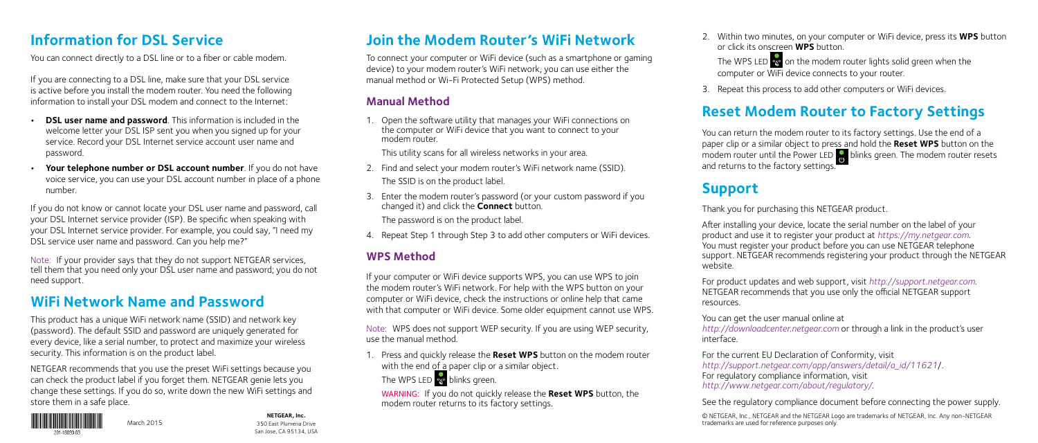## Information for DSL Service

You can connect directly to a DSL line or to a fiber or cable modem.

If you are connecting to a DSL line, make sure that your DSL service is active before you install the modem router. You need the following information to install your DSL modem and connect to the Internet:

- **DSL user name and password**. This information is included in the welcome letter your DSL ISP sent you when you signed up for your service. Record your DSL Internet service account user name and password.
- **Your telephone number or DSL account number**. If you do not have voice service, you can use your DSL account number in place of a phone number.

If you do not know or cannot locate your DSL user name and password, call your DSL Internet service provider (ISP). Be specific when speaking with your DSL Internet service provider. For example, you could say, "I need my DSL service user name and password. Can you help me?"

Note: If your provider says that they do not support NETGEAR services, tell them that you need only your DSL user name and password; you do not need support.

## WiFi Network Name and Password

This product has a unique WiFi network name (SSID) and network key (password). The default SSID and password are uniquely generated for every device, like a serial number, to protect and maximize your wireless security. This information is on the product label.

NETGEAR recommends that you use the preset WiFi settings because you can check the product label if you forget them. NETGEAR genie lets you change these settings. If you do so, write down the new WiFi settings and store them in a safe place.

201-18959-03

March 2015

**NETGEAR, Inc.**
350 East Plumeria Drive
San Jose, CA 95134, USA

## Join the Modem Router's WiFi Network

To connect your computer or WiFi device (such as a smartphone or gaming device) to your modem router's WiFi network, you can use either the manual method or Wi-Fi Protected Setup (WPS) method.

### Manual Method

1. Open the software utility that manages your WiFi connections on the computer or WiFi device that you want to connect to your modem router.

   This utility scans for all wireless networks in your area.

2. Find and select your modem router's WiFi network name (SSID).
   The SSID is on the product label.

3. Enter the modem router's password (or your custom password if you changed it) and click the **Connect** button.

   The password is on the product label.

4. Repeat Step 1 through Step 3 to add other computers or WiFi devices.

### WPS Method

If your computer or WiFi device supports WPS, you can use WPS to join the modem router's WiFi network. For help with the WPS button on your computer or WiFi device, check the instructions or online help that came with that computer or WiFi device. Some older equipment cannot use WPS.

Note: WPS does not support WEP security. If you are using WEP security, use the manual method.

1. Press and quickly release the **Reset WPS** button on the modem router with the end of a paper clip or a similar object.

   The WPS LED blinks green.

   WARNING: If you do not quickly release the **Reset WPS** button, the modem router returns to its factory settings.

2. Within two minutes, on your computer or WiFi device, press its **WPS** button or click its onscreen **WPS** button.

   The WPS LED on the modem router lights solid green when the computer or WiFi device connects to your router.

3. Repeat this process to add other computers or WiFi devices.

## Reset Modem Router to Factory Settings

You can return the modem router to its factory settings. Use the end of a paper clip or a similar object to press and hold the **Reset WPS** button on the modem router until the Power LED blinks green. The modem router resets and returns to the factory settings.

## Support

Thank you for purchasing this NETGEAR product.

After installing your device, locate the serial number on the label of your product and use it to register your product at *https://my.netgear.com*. You must register your product before you can use NETGEAR telephone support. NETGEAR recommends registering your product through the NETGEAR website.

For product updates and web support, visit *http://support.netgear.com*. NETGEAR recommends that you use only the official NETGEAR support resources.

You can get the user manual online at *http://downloadcenter.netgear.com* or through a link in the product's user interface.

For the current EU Declaration of Conformity, visit *http://support.netgear.com/app/answers/detail/a_id/11621/*.
For regulatory compliance information, visit *http://www.netgear.com/about/regulatory/*.

See the regulatory compliance document before connecting the power supply.

© NETGEAR, Inc., NETGEAR and the NETGEAR Logo are trademarks of NETGEAR, Inc. Any non-NETGEAR trademarks are used for reference purposes only.